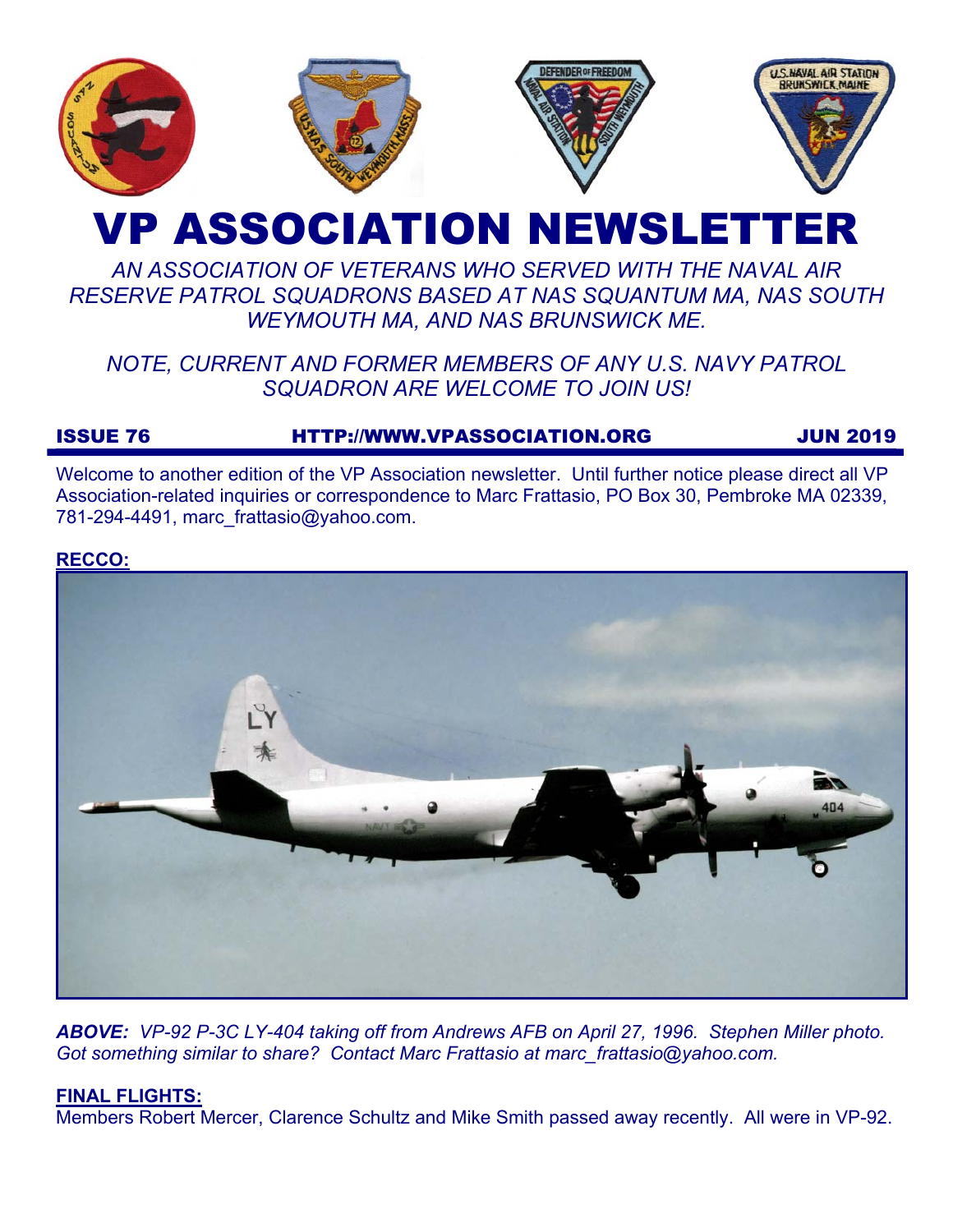# VP ASSOCIATION NEWSLETTER

*AN ASSOCIATION OF VETERANS WHO SERVED WITH THE NAVAL AIR RESERVE PATROL SQUADRONS BASED AT NAS SQUANTUM MA, NAS SOUTH WEYMOUTH MA, AND NAS BRUNSWICK ME.*

*NOTE, CURRENT AND FORMER MEMBERS OF ANY U.S. NAVY PATROL SQUADRON ARE WELCOME TO JOIN US!*

**ISSUE 76** | **HTTP://WWW.VPASSOCIATION.ORG** | **JUN 2019**

Welcome to another edition of the VP Association newsletter. Until further notice please direct all VP Association-related inquiries or correspondence to Marc Frattasio, PO Box 30, Pembroke MA 02339, 781-294-4491, marc_frattasio@yahoo.com.

## RECCO:

***ABOVE:*** *VP-92 P-3C LY-404 taking off from Andrews AFB on April 27, 1996. Stephen Miller photo. Got something similar to share? Contact Marc Frattasio at marc_frattasio@yahoo.com.*

## FINAL FLIGHTS:

Members Robert Mercer, Clarence Schultz and Mike Smith passed away recently. All were in VP-92.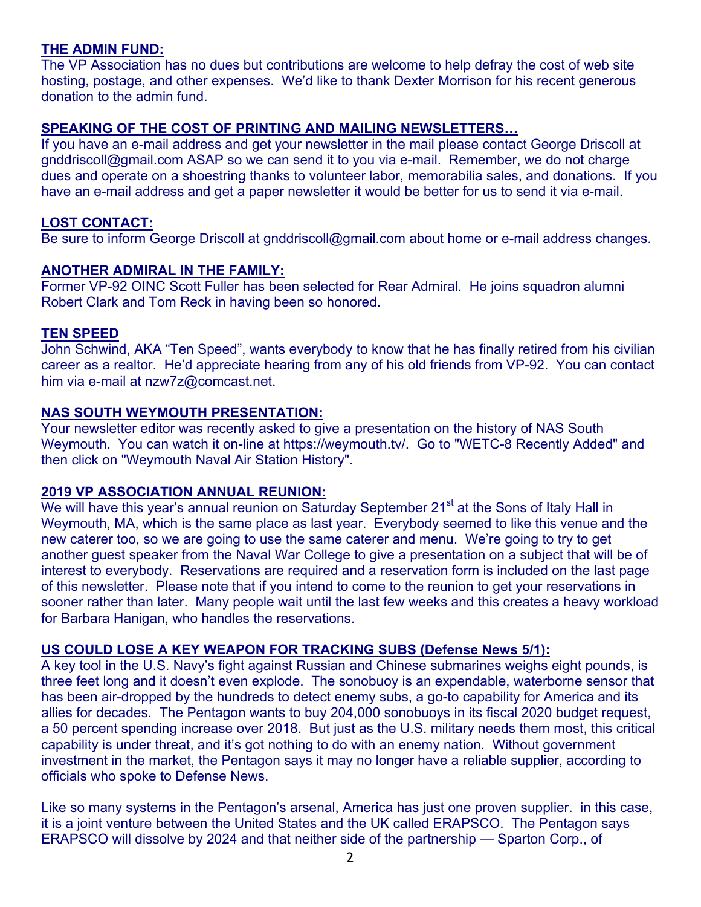## THE ADMIN FUND:

The VP Association has no dues but contributions are welcome to help defray the cost of web site hosting, postage, and other expenses. We'd like to thank Dexter Morrison for his recent generous donation to the admin fund.

## SPEAKING OF THE COST OF PRINTING AND MAILING NEWSLETTERS…

If you have an e-mail address and get your newsletter in the mail please contact George Driscoll at gnddriscoll@gmail.com ASAP so we can send it to you via e-mail. Remember, we do not charge dues and operate on a shoestring thanks to volunteer labor, memorabilia sales, and donations. If you have an e-mail address and get a paper newsletter it would be better for us to send it via e-mail.

## LOST CONTACT:

Be sure to inform George Driscoll at gnddriscoll@gmail.com about home or e-mail address changes.

## ANOTHER ADMIRAL IN THE FAMILY:

Former VP-92 OINC Scott Fuller has been selected for Rear Admiral. He joins squadron alumni Robert Clark and Tom Reck in having been so honored.

## TEN SPEED

John Schwind, AKA "Ten Speed", wants everybody to know that he has finally retired from his civilian career as a realtor. He'd appreciate hearing from any of his old friends from VP-92. You can contact him via e-mail at nzw7z@comcast.net.

## NAS SOUTH WEYMOUTH PRESENTATION:

Your newsletter editor was recently asked to give a presentation on the history of NAS South Weymouth. You can watch it on-line at https://weymouth.tv/. Go to "WETC-8 Recently Added" and then click on "Weymouth Naval Air Station History".

## 2019 VP ASSOCIATION ANNUAL REUNION:

We will have this year's annual reunion on Saturday September 21st at the Sons of Italy Hall in Weymouth, MA, which is the same place as last year. Everybody seemed to like this venue and the new caterer too, so we are going to use the same caterer and menu. We're going to try to get another guest speaker from the Naval War College to give a presentation on a subject that will be of interest to everybody. Reservations are required and a reservation form is included on the last page of this newsletter. Please note that if you intend to come to the reunion to get your reservations in sooner rather than later. Many people wait until the last few weeks and this creates a heavy workload for Barbara Hanigan, who handles the reservations.

## US COULD LOSE A KEY WEAPON FOR TRACKING SUBS (Defense News 5/1):

A key tool in the U.S. Navy's fight against Russian and Chinese submarines weighs eight pounds, is three feet long and it doesn't even explode. The sonobuoy is an expendable, waterborne sensor that has been air-dropped by the hundreds to detect enemy subs, a go-to capability for America and its allies for decades. The Pentagon wants to buy 204,000 sonobuoys in its fiscal 2020 budget request, a 50 percent spending increase over 2018. But just as the U.S. military needs them most, this critical capability is under threat, and it's got nothing to do with an enemy nation. Without government investment in the market, the Pentagon says it may no longer have a reliable supplier, according to officials who spoke to Defense News.

Like so many systems in the Pentagon's arsenal, America has just one proven supplier. in this case, it is a joint venture between the United States and the UK called ERAPSCO. The Pentagon says ERAPSCO will dissolve by 2024 and that neither side of the partnership — Sparton Corp., of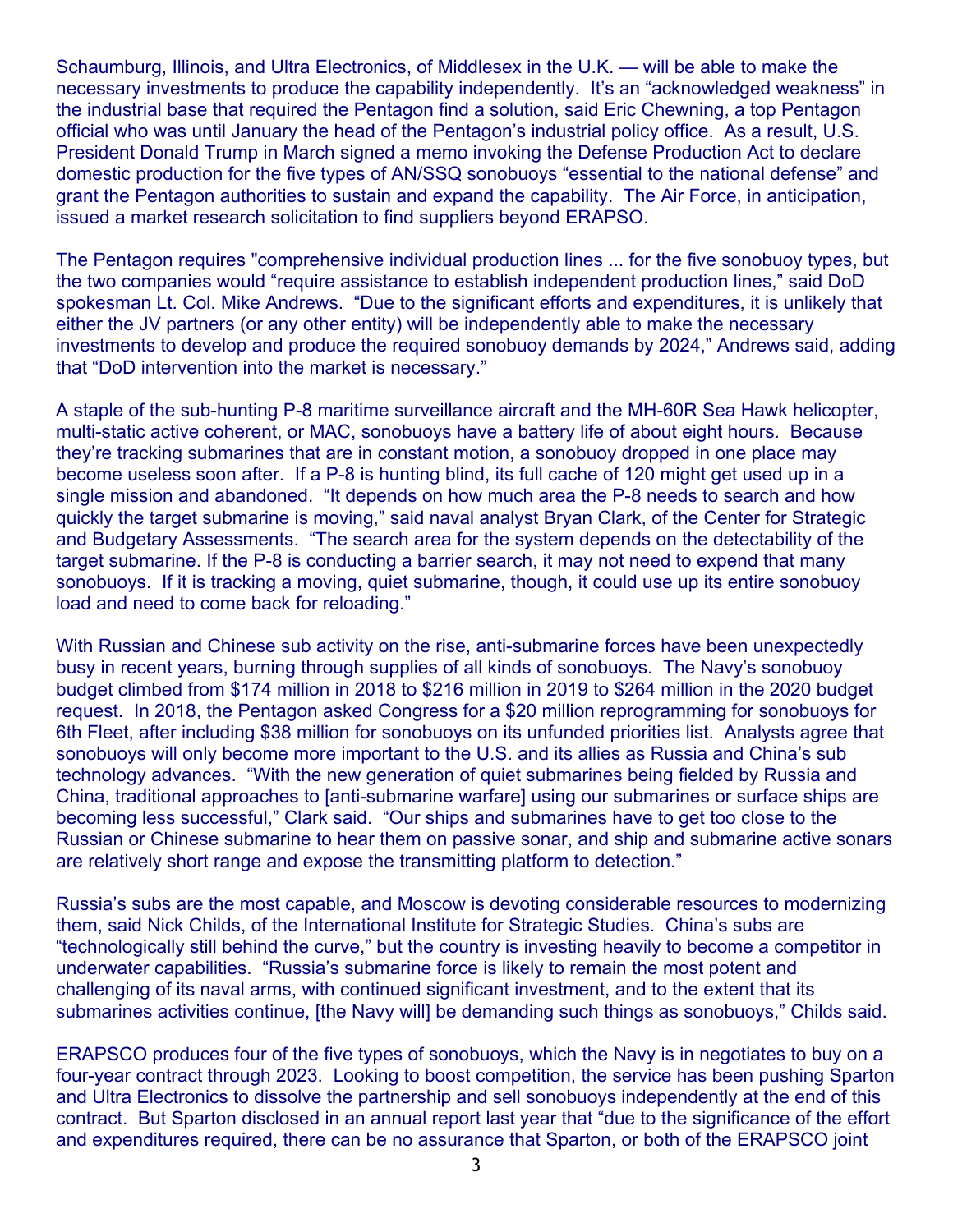Schaumburg, Illinois, and Ultra Electronics, of Middlesex in the U.K. — will be able to make the necessary investments to produce the capability independently. It's an "acknowledged weakness" in the industrial base that required the Pentagon find a solution, said Eric Chewning, a top Pentagon official who was until January the head of the Pentagon's industrial policy office. As a result, U.S. President Donald Trump in March signed a memo invoking the Defense Production Act to declare domestic production for the five types of AN/SSQ sonobuoys "essential to the national defense" and grant the Pentagon authorities to sustain and expand the capability. The Air Force, in anticipation, issued a market research solicitation to find suppliers beyond ERAPSO.

The Pentagon requires "comprehensive individual production lines ... for the five sonobuoy types, but the two companies would "require assistance to establish independent production lines," said DoD spokesman Lt. Col. Mike Andrews. "Due to the significant efforts and expenditures, it is unlikely that either the JV partners (or any other entity) will be independently able to make the necessary investments to develop and produce the required sonobuoy demands by 2024," Andrews said, adding that "DoD intervention into the market is necessary."

A staple of the sub-hunting P-8 maritime surveillance aircraft and the MH-60R Sea Hawk helicopter, multi-static active coherent, or MAC, sonobuoys have a battery life of about eight hours. Because they're tracking submarines that are in constant motion, a sonobuoy dropped in one place may become useless soon after. If a P-8 is hunting blind, its full cache of 120 might get used up in a single mission and abandoned. "It depends on how much area the P-8 needs to search and how quickly the target submarine is moving," said naval analyst Bryan Clark, of the Center for Strategic and Budgetary Assessments. "The search area for the system depends on the detectability of the target submarine. If the P-8 is conducting a barrier search, it may not need to expend that many sonobuoys. If it is tracking a moving, quiet submarine, though, it could use up its entire sonobuoy load and need to come back for reloading."

With Russian and Chinese sub activity on the rise, anti-submarine forces have been unexpectedly busy in recent years, burning through supplies of all kinds of sonobuoys. The Navy's sonobuoy budget climbed from $174 million in 2018 to $216 million in 2019 to $264 million in the 2020 budget request. In 2018, the Pentagon asked Congress for a $20 million reprogramming for sonobuoys for 6th Fleet, after including $38 million for sonobuoys on its unfunded priorities list. Analysts agree that sonobuoys will only become more important to the U.S. and its allies as Russia and China's sub technology advances. "With the new generation of quiet submarines being fielded by Russia and China, traditional approaches to [anti-submarine warfare] using our submarines or surface ships are becoming less successful," Clark said. "Our ships and submarines have to get too close to the Russian or Chinese submarine to hear them on passive sonar, and ship and submarine active sonars are relatively short range and expose the transmitting platform to detection."

Russia's subs are the most capable, and Moscow is devoting considerable resources to modernizing them, said Nick Childs, of the International Institute for Strategic Studies. China's subs are "technologically still behind the curve," but the country is investing heavily to become a competitor in underwater capabilities. "Russia's submarine force is likely to remain the most potent and challenging of its naval arms, with continued significant investment, and to the extent that its submarines activities continue, [the Navy will] be demanding such things as sonobuoys," Childs said.

ERAPSCO produces four of the five types of sonobuoys, which the Navy is in negotiates to buy on a four-year contract through 2023. Looking to boost competition, the service has been pushing Sparton and Ultra Electronics to dissolve the partnership and sell sonobuoys independently at the end of this contract. But Sparton disclosed in an annual report last year that "due to the significance of the effort and expenditures required, there can be no assurance that Sparton, or both of the ERAPSCO joint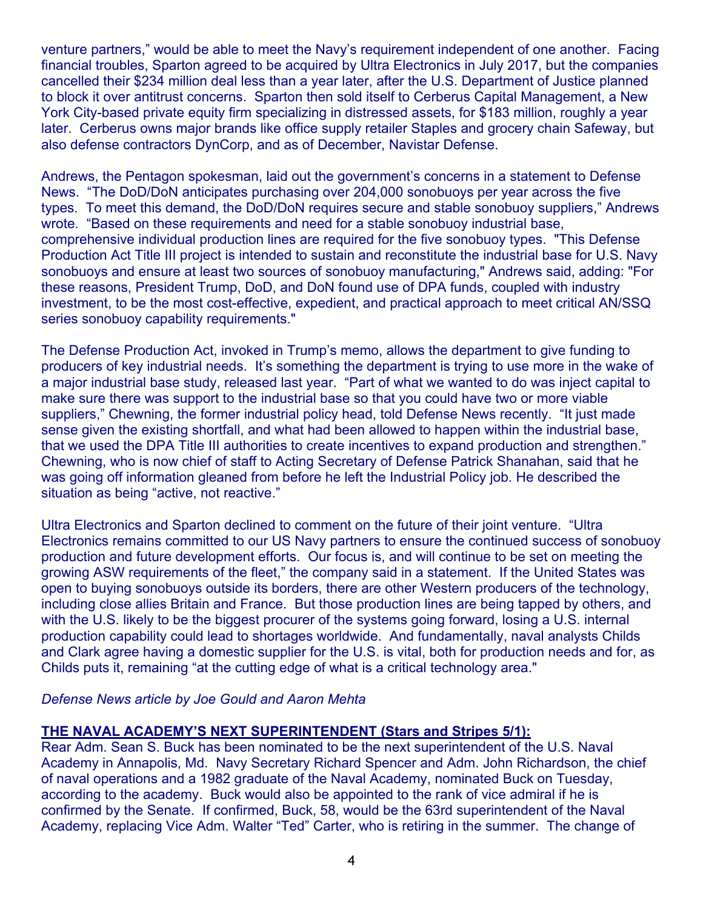venture partners," would be able to meet the Navy's requirement independent of one another. Facing financial troubles, Sparton agreed to be acquired by Ultra Electronics in July 2017, but the companies cancelled their $234 million deal less than a year later, after the U.S. Department of Justice planned to block it over antitrust concerns. Sparton then sold itself to Cerberus Capital Management, a New York City-based private equity firm specializing in distressed assets, for $183 million, roughly a year later. Cerberus owns major brands like office supply retailer Staples and grocery chain Safeway, but also defense contractors DynCorp, and as of December, Navistar Defense.

Andrews, the Pentagon spokesman, laid out the government's concerns in a statement to Defense News. "The DoD/DoN anticipates purchasing over 204,000 sonobuoys per year across the five types. To meet this demand, the DoD/DoN requires secure and stable sonobuoy suppliers," Andrews wrote. "Based on these requirements and need for a stable sonobuoy industrial base, comprehensive individual production lines are required for the five sonobuoy types. "This Defense Production Act Title III project is intended to sustain and reconstitute the industrial base for U.S. Navy sonobuoys and ensure at least two sources of sonobuoy manufacturing," Andrews said, adding: "For these reasons, President Trump, DoD, and DoN found use of DPA funds, coupled with industry investment, to be the most cost-effective, expedient, and practical approach to meet critical AN/SSQ series sonobuoy capability requirements."

The Defense Production Act, invoked in Trump's memo, allows the department to give funding to producers of key industrial needs. It's something the department is trying to use more in the wake of a major industrial base study, released last year. "Part of what we wanted to do was inject capital to make sure there was support to the industrial base so that you could have two or more viable suppliers," Chewning, the former industrial policy head, told Defense News recently. "It just made sense given the existing shortfall, and what had been allowed to happen within the industrial base, that we used the DPA Title III authorities to create incentives to expand production and strengthen." Chewning, who is now chief of staff to Acting Secretary of Defense Patrick Shanahan, said that he was going off information gleaned from before he left the Industrial Policy job. He described the situation as being "active, not reactive."

Ultra Electronics and Sparton declined to comment on the future of their joint venture. "Ultra Electronics remains committed to our US Navy partners to ensure the continued success of sonobuoy production and future development efforts. Our focus is, and will continue to be set on meeting the growing ASW requirements of the fleet," the company said in a statement. If the United States was open to buying sonobuoys outside its borders, there are other Western producers of the technology, including close allies Britain and France. But those production lines are being tapped by others, and with the U.S. likely to be the biggest procurer of the systems going forward, losing a U.S. internal production capability could lead to shortages worldwide. And fundamentally, naval analysts Childs and Clark agree having a domestic supplier for the U.S. is vital, both for production needs and for, as Childs puts it, remaining "at the cutting edge of what is a critical technology area."

*Defense News article by Joe Gould and Aaron Mehta*

**THE NAVAL ACADEMY'S NEXT SUPERINTENDENT (Stars and Stripes 5/1):**

Rear Adm. Sean S. Buck has been nominated to be the next superintendent of the U.S. Naval Academy in Annapolis, Md. Navy Secretary Richard Spencer and Adm. John Richardson, the chief of naval operations and a 1982 graduate of the Naval Academy, nominated Buck on Tuesday, according to the academy. Buck would also be appointed to the rank of vice admiral if he is confirmed by the Senate. If confirmed, Buck, 58, would be the 63rd superintendent of the Naval Academy, replacing Vice Adm. Walter "Ted" Carter, who is retiring in the summer. The change of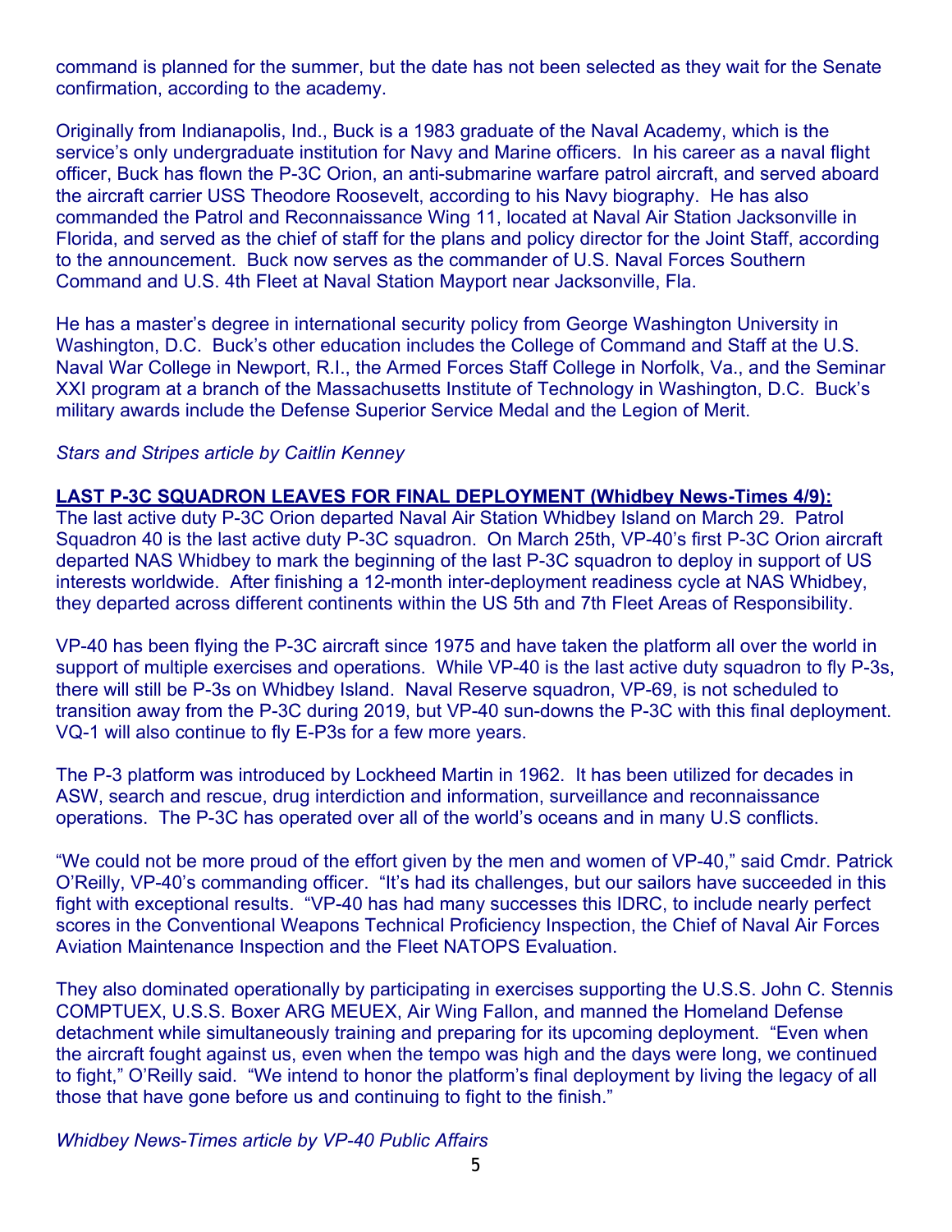command is planned for the summer, but the date has not been selected as they wait for the Senate confirmation, according to the academy.

Originally from Indianapolis, Ind., Buck is a 1983 graduate of the Naval Academy, which is the service's only undergraduate institution for Navy and Marine officers. In his career as a naval flight officer, Buck has flown the P-3C Orion, an anti-submarine warfare patrol aircraft, and served aboard the aircraft carrier USS Theodore Roosevelt, according to his Navy biography. He has also commanded the Patrol and Reconnaissance Wing 11, located at Naval Air Station Jacksonville in Florida, and served as the chief of staff for the plans and policy director for the Joint Staff, according to the announcement. Buck now serves as the commander of U.S. Naval Forces Southern Command and U.S. 4th Fleet at Naval Station Mayport near Jacksonville, Fla.

He has a master's degree in international security policy from George Washington University in Washington, D.C. Buck's other education includes the College of Command and Staff at the U.S. Naval War College in Newport, R.I., the Armed Forces Staff College in Norfolk, Va., and the Seminar XXI program at a branch of the Massachusetts Institute of Technology in Washington, D.C. Buck's military awards include the Defense Superior Service Medal and the Legion of Merit.

*Stars and Stripes article by Caitlin Kenney*

**LAST P-3C SQUADRON LEAVES FOR FINAL DEPLOYMENT (Whidbey News-Times 4/9):**

The last active duty P-3C Orion departed Naval Air Station Whidbey Island on March 29. Patrol Squadron 40 is the last active duty P-3C squadron. On March 25th, VP-40's first P-3C Orion aircraft departed NAS Whidbey to mark the beginning of the last P-3C squadron to deploy in support of US interests worldwide. After finishing a 12-month inter-deployment readiness cycle at NAS Whidbey, they departed across different continents within the US 5th and 7th Fleet Areas of Responsibility.

VP-40 has been flying the P-3C aircraft since 1975 and have taken the platform all over the world in support of multiple exercises and operations. While VP-40 is the last active duty squadron to fly P-3s, there will still be P-3s on Whidbey Island. Naval Reserve squadron, VP-69, is not scheduled to transition away from the P-3C during 2019, but VP-40 sun-downs the P-3C with this final deployment. VQ-1 will also continue to fly E-P3s for a few more years.

The P-3 platform was introduced by Lockheed Martin in 1962. It has been utilized for decades in ASW, search and rescue, drug interdiction and information, surveillance and reconnaissance operations. The P-3C has operated over all of the world's oceans and in many U.S conflicts.

"We could not be more proud of the effort given by the men and women of VP-40," said Cmdr. Patrick O'Reilly, VP-40's commanding officer. "It's had its challenges, but our sailors have succeeded in this fight with exceptional results. "VP-40 has had many successes this IDRC, to include nearly perfect scores in the Conventional Weapons Technical Proficiency Inspection, the Chief of Naval Air Forces Aviation Maintenance Inspection and the Fleet NATOPS Evaluation.

They also dominated operationally by participating in exercises supporting the U.S.S. John C. Stennis COMPTUEX, U.S.S. Boxer ARG MEUEX, Air Wing Fallon, and manned the Homeland Defense detachment while simultaneously training and preparing for its upcoming deployment. "Even when the aircraft fought against us, even when the tempo was high and the days were long, we continued to fight," O'Reilly said. "We intend to honor the platform's final deployment by living the legacy of all those that have gone before us and continuing to fight to the finish."

*Whidbey News-Times article by VP-40 Public Affairs*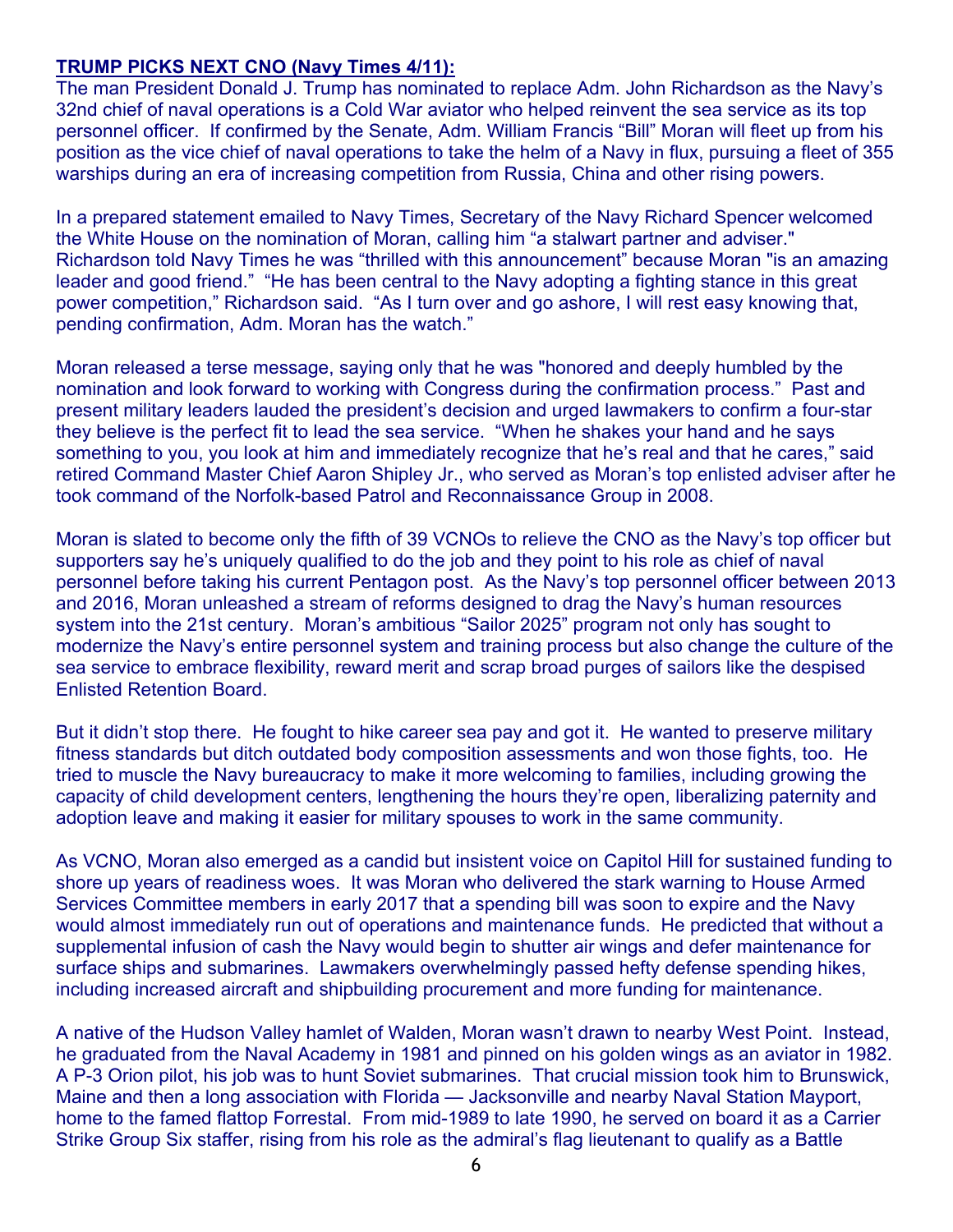**TRUMP PICKS NEXT CNO (Navy Times 4/11):**

The man President Donald J. Trump has nominated to replace Adm. John Richardson as the Navy's 32nd chief of naval operations is a Cold War aviator who helped reinvent the sea service as its top personnel officer. If confirmed by the Senate, Adm. William Francis "Bill" Moran will fleet up from his position as the vice chief of naval operations to take the helm of a Navy in flux, pursuing a fleet of 355 warships during an era of increasing competition from Russia, China and other rising powers.

In a prepared statement emailed to Navy Times, Secretary of the Navy Richard Spencer welcomed the White House on the nomination of Moran, calling him "a stalwart partner and adviser." Richardson told Navy Times he was "thrilled with this announcement" because Moran "is an amazing leader and good friend." "He has been central to the Navy adopting a fighting stance in this great power competition," Richardson said. "As I turn over and go ashore, I will rest easy knowing that, pending confirmation, Adm. Moran has the watch."

Moran released a terse message, saying only that he was "honored and deeply humbled by the nomination and look forward to working with Congress during the confirmation process." Past and present military leaders lauded the president's decision and urged lawmakers to confirm a four-star they believe is the perfect fit to lead the sea service. "When he shakes your hand and he says something to you, you look at him and immediately recognize that he's real and that he cares," said retired Command Master Chief Aaron Shipley Jr., who served as Moran's top enlisted adviser after he took command of the Norfolk-based Patrol and Reconnaissance Group in 2008.

Moran is slated to become only the fifth of 39 VCNOs to relieve the CNO as the Navy's top officer but supporters say he's uniquely qualified to do the job and they point to his role as chief of naval personnel before taking his current Pentagon post. As the Navy's top personnel officer between 2013 and 2016, Moran unleashed a stream of reforms designed to drag the Navy's human resources system into the 21st century. Moran's ambitious "Sailor 2025" program not only has sought to modernize the Navy's entire personnel system and training process but also change the culture of the sea service to embrace flexibility, reward merit and scrap broad purges of sailors like the despised Enlisted Retention Board.

But it didn't stop there. He fought to hike career sea pay and got it. He wanted to preserve military fitness standards but ditch outdated body composition assessments and won those fights, too. He tried to muscle the Navy bureaucracy to make it more welcoming to families, including growing the capacity of child development centers, lengthening the hours they're open, liberalizing paternity and adoption leave and making it easier for military spouses to work in the same community.

As VCNO, Moran also emerged as a candid but insistent voice on Capitol Hill for sustained funding to shore up years of readiness woes. It was Moran who delivered the stark warning to House Armed Services Committee members in early 2017 that a spending bill was soon to expire and the Navy would almost immediately run out of operations and maintenance funds. He predicted that without a supplemental infusion of cash the Navy would begin to shutter air wings and defer maintenance for surface ships and submarines. Lawmakers overwhelmingly passed hefty defense spending hikes, including increased aircraft and shipbuilding procurement and more funding for maintenance.

A native of the Hudson Valley hamlet of Walden, Moran wasn't drawn to nearby West Point. Instead, he graduated from the Naval Academy in 1981 and pinned on his golden wings as an aviator in 1982. A P-3 Orion pilot, his job was to hunt Soviet submarines. That crucial mission took him to Brunswick, Maine and then a long association with Florida — Jacksonville and nearby Naval Station Mayport, home to the famed flattop Forrestal. From mid-1989 to late 1990, he served on board it as a Carrier Strike Group Six staffer, rising from his role as the admiral's flag lieutenant to qualify as a Battle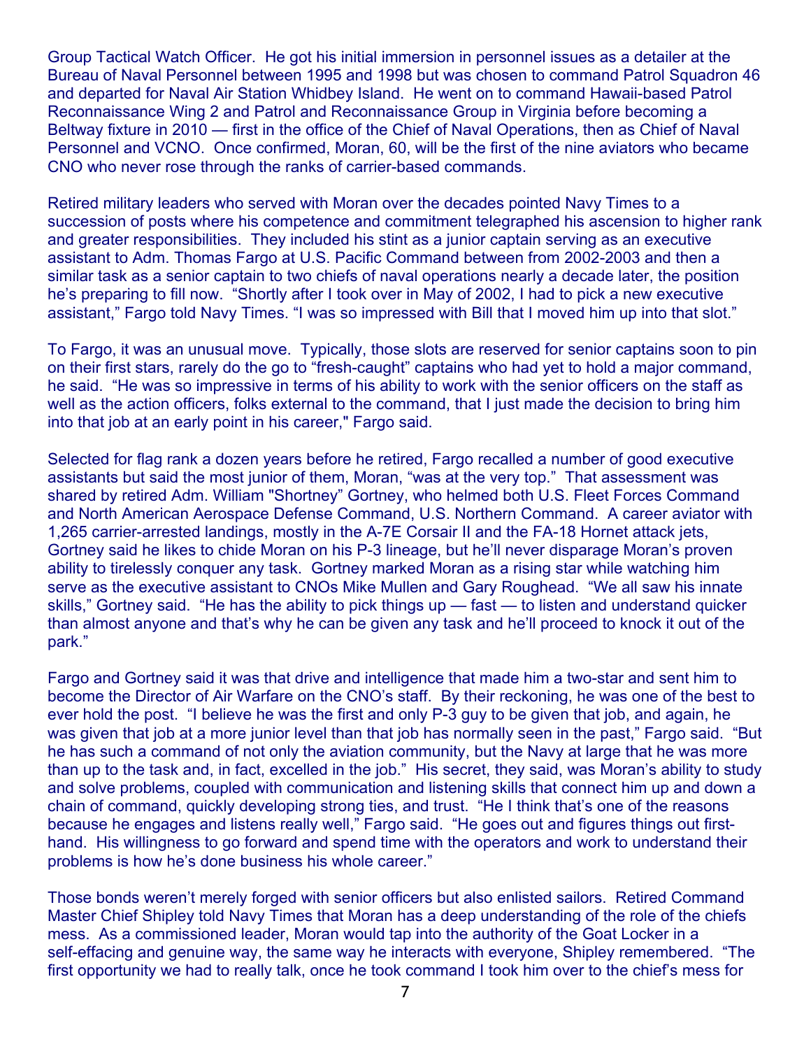Group Tactical Watch Officer. He got his initial immersion in personnel issues as a detailer at the Bureau of Naval Personnel between 1995 and 1998 but was chosen to command Patrol Squadron 46 and departed for Naval Air Station Whidbey Island. He went on to command Hawaii-based Patrol Reconnaissance Wing 2 and Patrol and Reconnaissance Group in Virginia before becoming a Beltway fixture in 2010 — first in the office of the Chief of Naval Operations, then as Chief of Naval Personnel and VCNO. Once confirmed, Moran, 60, will be the first of the nine aviators who became CNO who never rose through the ranks of carrier-based commands.

Retired military leaders who served with Moran over the decades pointed Navy Times to a succession of posts where his competence and commitment telegraphed his ascension to higher rank and greater responsibilities. They included his stint as a junior captain serving as an executive assistant to Adm. Thomas Fargo at U.S. Pacific Command between from 2002-2003 and then a similar task as a senior captain to two chiefs of naval operations nearly a decade later, the position he's preparing to fill now. "Shortly after I took over in May of 2002, I had to pick a new executive assistant," Fargo told Navy Times. "I was so impressed with Bill that I moved him up into that slot."

To Fargo, it was an unusual move. Typically, those slots are reserved for senior captains soon to pin on their first stars, rarely do the go to "fresh-caught" captains who had yet to hold a major command, he said. "He was so impressive in terms of his ability to work with the senior officers on the staff as well as the action officers, folks external to the command, that I just made the decision to bring him into that job at an early point in his career," Fargo said.

Selected for flag rank a dozen years before he retired, Fargo recalled a number of good executive assistants but said the most junior of them, Moran, "was at the very top." That assessment was shared by retired Adm. William "Shortney" Gortney, who helmed both U.S. Fleet Forces Command and North American Aerospace Defense Command, U.S. Northern Command. A career aviator with 1,265 carrier-arrested landings, mostly in the A-7E Corsair II and the FA-18 Hornet attack jets, Gortney said he likes to chide Moran on his P-3 lineage, but he'll never disparage Moran's proven ability to tirelessly conquer any task. Gortney marked Moran as a rising star while watching him serve as the executive assistant to CNOs Mike Mullen and Gary Roughead. "We all saw his innate skills," Gortney said. "He has the ability to pick things up — fast — to listen and understand quicker than almost anyone and that's why he can be given any task and he'll proceed to knock it out of the park."

Fargo and Gortney said it was that drive and intelligence that made him a two-star and sent him to become the Director of Air Warfare on the CNO's staff. By their reckoning, he was one of the best to ever hold the post. "I believe he was the first and only P-3 guy to be given that job, and again, he was given that job at a more junior level than that job has normally seen in the past," Fargo said. "But he has such a command of not only the aviation community, but the Navy at large that he was more than up to the task and, in fact, excelled in the job." His secret, they said, was Moran's ability to study and solve problems, coupled with communication and listening skills that connect him up and down a chain of command, quickly developing strong ties, and trust. "He I think that's one of the reasons because he engages and listens really well," Fargo said. "He goes out and figures things out first-hand. His willingness to go forward and spend time with the operators and work to understand their problems is how he's done business his whole career."

Those bonds weren't merely forged with senior officers but also enlisted sailors. Retired Command Master Chief Shipley told Navy Times that Moran has a deep understanding of the role of the chiefs mess. As a commissioned leader, Moran would tap into the authority of the Goat Locker in a self-effacing and genuine way, the same way he interacts with everyone, Shipley remembered. "The first opportunity we had to really talk, once he took command I took him over to the chief's mess for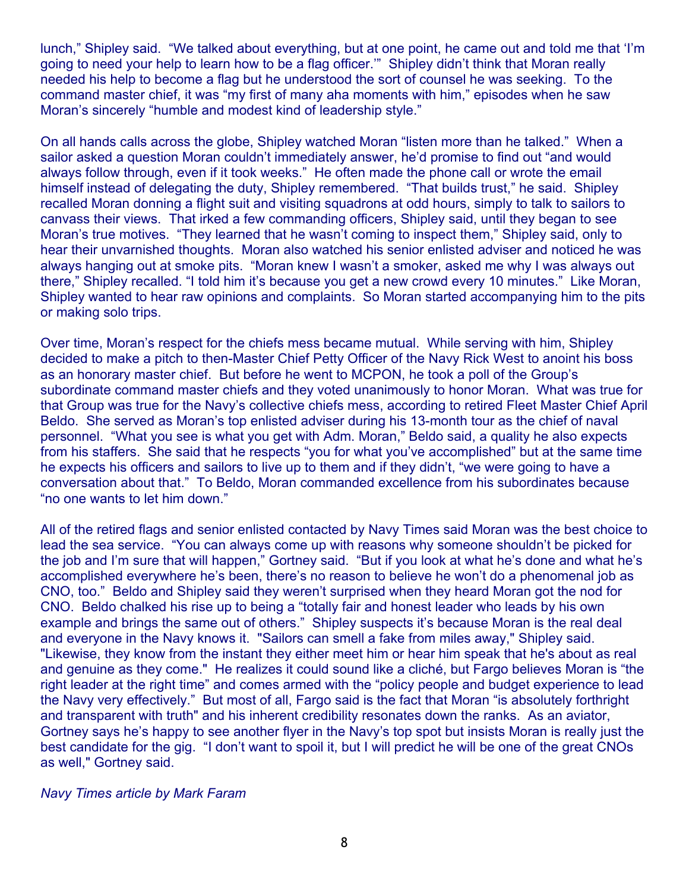lunch," Shipley said. "We talked about everything, but at one point, he came out and told me that 'I'm going to need your help to learn how to be a flag officer.'" Shipley didn't think that Moran really needed his help to become a flag but he understood the sort of counsel he was seeking. To the command master chief, it was "my first of many aha moments with him," episodes when he saw Moran's sincerely "humble and modest kind of leadership style."

On all hands calls across the globe, Shipley watched Moran "listen more than he talked." When a sailor asked a question Moran couldn't immediately answer, he'd promise to find out "and would always follow through, even if it took weeks." He often made the phone call or wrote the email himself instead of delegating the duty, Shipley remembered. "That builds trust," he said. Shipley recalled Moran donning a flight suit and visiting squadrons at odd hours, simply to talk to sailors to canvass their views. That irked a few commanding officers, Shipley said, until they began to see Moran's true motives. "They learned that he wasn't coming to inspect them," Shipley said, only to hear their unvarnished thoughts. Moran also watched his senior enlisted adviser and noticed he was always hanging out at smoke pits. "Moran knew I wasn't a smoker, asked me why I was always out there," Shipley recalled. "I told him it's because you get a new crowd every 10 minutes." Like Moran, Shipley wanted to hear raw opinions and complaints. So Moran started accompanying him to the pits or making solo trips.

Over time, Moran's respect for the chiefs mess became mutual. While serving with him, Shipley decided to make a pitch to then-Master Chief Petty Officer of the Navy Rick West to anoint his boss as an honorary master chief. But before he went to MCPON, he took a poll of the Group's subordinate command master chiefs and they voted unanimously to honor Moran. What was true for that Group was true for the Navy's collective chiefs mess, according to retired Fleet Master Chief April Beldo. She served as Moran's top enlisted adviser during his 13-month tour as the chief of naval personnel. "What you see is what you get with Adm. Moran," Beldo said, a quality he also expects from his staffers. She said that he respects "you for what you've accomplished" but at the same time he expects his officers and sailors to live up to them and if they didn't, "we were going to have a conversation about that." To Beldo, Moran commanded excellence from his subordinates because "no one wants to let him down."

All of the retired flags and senior enlisted contacted by Navy Times said Moran was the best choice to lead the sea service. "You can always come up with reasons why someone shouldn't be picked for the job and I'm sure that will happen," Gortney said. "But if you look at what he's done and what he's accomplished everywhere he's been, there's no reason to believe he won't do a phenomenal job as CNO, too." Beldo and Shipley said they weren't surprised when they heard Moran got the nod for CNO. Beldo chalked his rise up to being a "totally fair and honest leader who leads by his own example and brings the same out of others." Shipley suspects it's because Moran is the real deal and everyone in the Navy knows it. "Sailors can smell a fake from miles away," Shipley said. "Likewise, they know from the instant they either meet him or hear him speak that he's about as real and genuine as they come." He realizes it could sound like a cliché, but Fargo believes Moran is "the right leader at the right time" and comes armed with the "policy people and budget experience to lead the Navy very effectively." But most of all, Fargo said is the fact that Moran "is absolutely forthright and transparent with truth" and his inherent credibility resonates down the ranks. As an aviator, Gortney says he's happy to see another flyer in the Navy's top spot but insists Moran is really just the best candidate for the gig. "I don't want to spoil it, but I will predict he will be one of the great CNOs as well," Gortney said.

*Navy Times article by Mark Faram*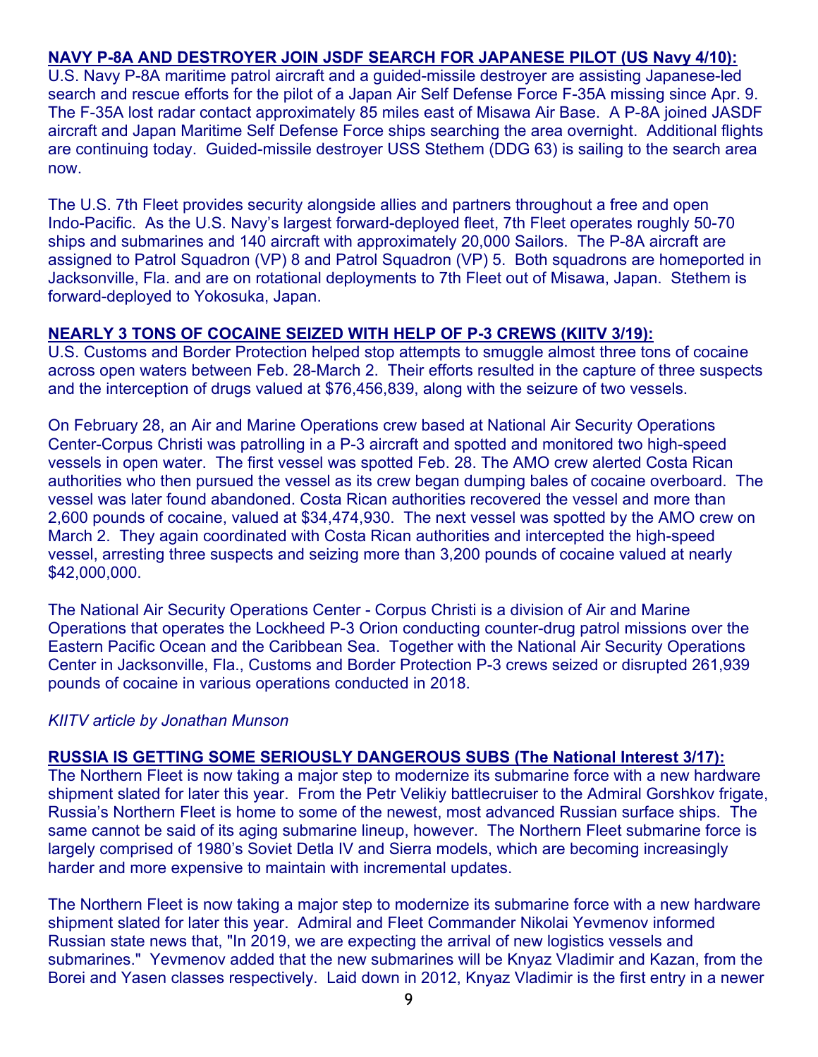**<u>NAVY P-8A AND DESTROYER JOIN JSDF SEARCH FOR JAPANESE PILOT (US Navy 4/10):</u>**
U.S. Navy P-8A maritime patrol aircraft and a guided-missile destroyer are assisting Japanese-led search and rescue efforts for the pilot of a Japan Air Self Defense Force F-35A missing since Apr. 9. The F-35A lost radar contact approximately 85 miles east of Misawa Air Base. A P-8A joined JASDF aircraft and Japan Maritime Self Defense Force ships searching the area overnight. Additional flights are continuing today. Guided-missile destroyer USS Stethem (DDG 63) is sailing to the search area now.

The U.S. 7th Fleet provides security alongside allies and partners throughout a free and open Indo-Pacific. As the U.S. Navy's largest forward-deployed fleet, 7th Fleet operates roughly 50-70 ships and submarines and 140 aircraft with approximately 20,000 Sailors. The P-8A aircraft are assigned to Patrol Squadron (VP) 8 and Patrol Squadron (VP) 5. Both squadrons are homeported in Jacksonville, Fla. and are on rotational deployments to 7th Fleet out of Misawa, Japan. Stethem is forward-deployed to Yokosuka, Japan.

**<u>NEARLY 3 TONS OF COCAINE SEIZED WITH HELP OF P-3 CREWS (KIITV 3/19):</u>**
U.S. Customs and Border Protection helped stop attempts to smuggle almost three tons of cocaine across open waters between Feb. 28-March 2. Their efforts resulted in the capture of three suspects and the interception of drugs valued at $76,456,839, along with the seizure of two vessels.

On February 28, an Air and Marine Operations crew based at National Air Security Operations Center-Corpus Christi was patrolling in a P-3 aircraft and spotted and monitored two high-speed vessels in open water. The first vessel was spotted Feb. 28. The AMO crew alerted Costa Rican authorities who then pursued the vessel as its crew began dumping bales of cocaine overboard. The vessel was later found abandoned. Costa Rican authorities recovered the vessel and more than 2,600 pounds of cocaine, valued at $34,474,930. The next vessel was spotted by the AMO crew on March 2. They again coordinated with Costa Rican authorities and intercepted the high-speed vessel, arresting three suspects and seizing more than 3,200 pounds of cocaine valued at nearly $42,000,000.

The National Air Security Operations Center - Corpus Christi is a division of Air and Marine Operations that operates the Lockheed P-3 Orion conducting counter-drug patrol missions over the Eastern Pacific Ocean and the Caribbean Sea. Together with the National Air Security Operations Center in Jacksonville, Fla., Customs and Border Protection P-3 crews seized or disrupted 261,939 pounds of cocaine in various operations conducted in 2018.

*KIITV article by Jonathan Munson*

**<u>RUSSIA IS GETTING SOME SERIOUSLY DANGEROUS SUBS (The National Interest 3/17):</u>**
The Northern Fleet is now taking a major step to modernize its submarine force with a new hardware shipment slated for later this year. From the Petr Velikiy battlecruiser to the Admiral Gorshkov frigate, Russia's Northern Fleet is home to some of the newest, most advanced Russian surface ships. The same cannot be said of its aging submarine lineup, however. The Northern Fleet submarine force is largely comprised of 1980's Soviet Detla IV and Sierra models, which are becoming increasingly harder and more expensive to maintain with incremental updates.

The Northern Fleet is now taking a major step to modernize its submarine force with a new hardware shipment slated for later this year. Admiral and Fleet Commander Nikolai Yevmenov informed Russian state news that, "In 2019, we are expecting the arrival of new logistics vessels and submarines." Yevmenov added that the new submarines will be Knyaz Vladimir and Kazan, from the Borei and Yasen classes respectively. Laid down in 2012, Knyaz Vladimir is the first entry in a newer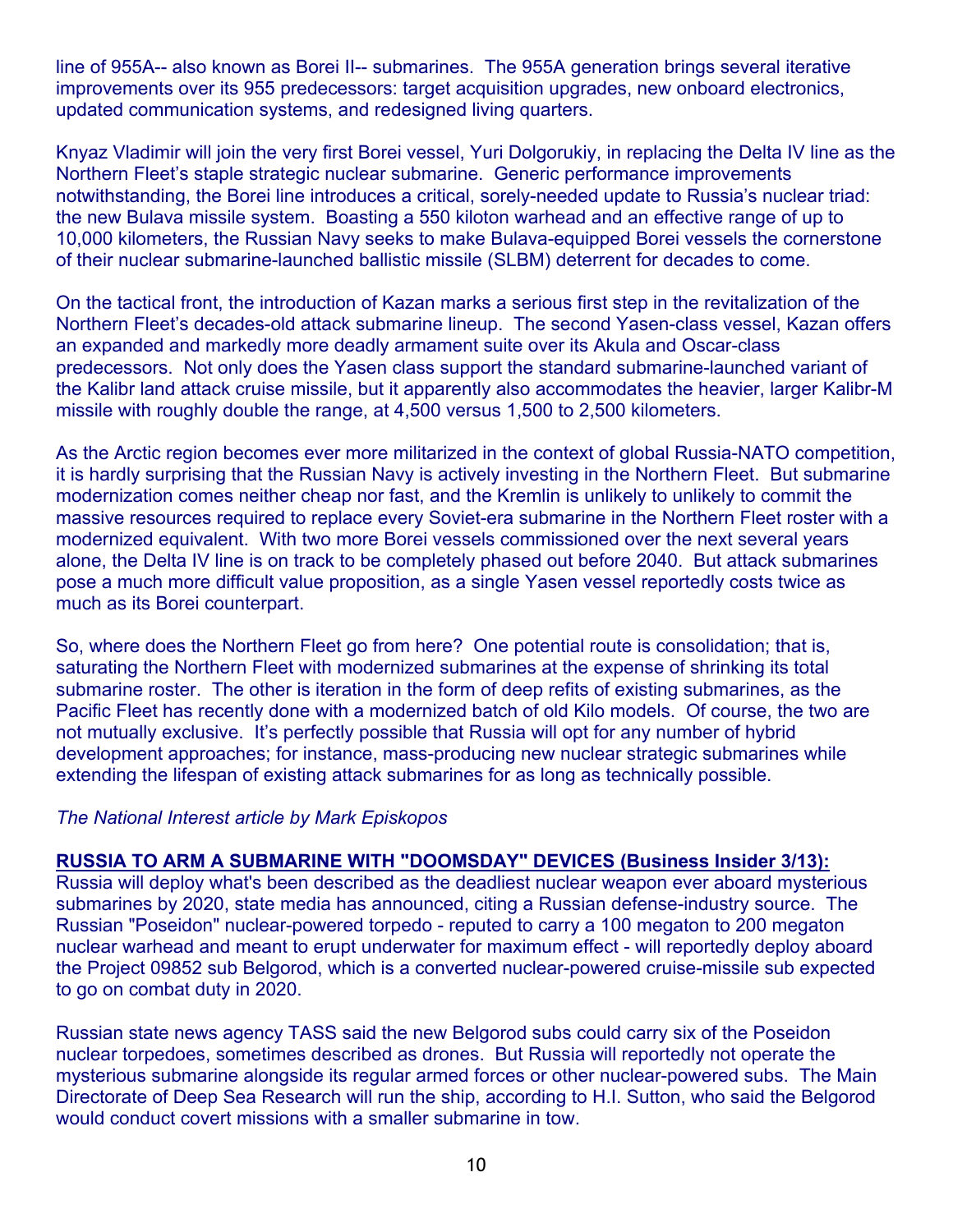line of 955A-- also known as Borei II-- submarines. The 955A generation brings several iterative improvements over its 955 predecessors: target acquisition upgrades, new onboard electronics, updated communication systems, and redesigned living quarters.

Knyaz Vladimir will join the very first Borei vessel, Yuri Dolgorukiy, in replacing the Delta IV line as the Northern Fleet's staple strategic nuclear submarine. Generic performance improvements notwithstanding, the Borei line introduces a critical, sorely-needed update to Russia's nuclear triad: the new Bulava missile system. Boasting a 550 kiloton warhead and an effective range of up to 10,000 kilometers, the Russian Navy seeks to make Bulava-equipped Borei vessels the cornerstone of their nuclear submarine-launched ballistic missile (SLBM) deterrent for decades to come.

On the tactical front, the introduction of Kazan marks a serious first step in the revitalization of the Northern Fleet's decades-old attack submarine lineup. The second Yasen-class vessel, Kazan offers an expanded and markedly more deadly armament suite over its Akula and Oscar-class predecessors. Not only does the Yasen class support the standard submarine-launched variant of the Kalibr land attack cruise missile, but it apparently also accommodates the heavier, larger Kalibr-M missile with roughly double the range, at 4,500 versus 1,500 to 2,500 kilometers.

As the Arctic region becomes ever more militarized in the context of global Russia-NATO competition, it is hardly surprising that the Russian Navy is actively investing in the Northern Fleet. But submarine modernization comes neither cheap nor fast, and the Kremlin is unlikely to unlikely to commit the massive resources required to replace every Soviet-era submarine in the Northern Fleet roster with a modernized equivalent. With two more Borei vessels commissioned over the next several years alone, the Delta IV line is on track to be completely phased out before 2040. But attack submarines pose a much more difficult value proposition, as a single Yasen vessel reportedly costs twice as much as its Borei counterpart.

So, where does the Northern Fleet go from here? One potential route is consolidation; that is, saturating the Northern Fleet with modernized submarines at the expense of shrinking its total submarine roster. The other is iteration in the form of deep refits of existing submarines, as the Pacific Fleet has recently done with a modernized batch of old Kilo models. Of course, the two are not mutually exclusive. It's perfectly possible that Russia will opt for any number of hybrid development approaches; for instance, mass-producing new nuclear strategic submarines while extending the lifespan of existing attack submarines for as long as technically possible.

*The National Interest article by Mark Episkopos*

**RUSSIA TO ARM A SUBMARINE WITH "DOOMSDAY" DEVICES (Business Insider 3/13):**
Russia will deploy what's been described as the deadliest nuclear weapon ever aboard mysterious submarines by 2020, state media has announced, citing a Russian defense-industry source. The Russian "Poseidon" nuclear-powered torpedo - reputed to carry a 100 megaton to 200 megaton nuclear warhead and meant to erupt underwater for maximum effect - will reportedly deploy aboard the Project 09852 sub Belgorod, which is a converted nuclear-powered cruise-missile sub expected to go on combat duty in 2020.

Russian state news agency TASS said the new Belgorod subs could carry six of the Poseidon nuclear torpedoes, sometimes described as drones. But Russia will reportedly not operate the mysterious submarine alongside its regular armed forces or other nuclear-powered subs. The Main Directorate of Deep Sea Research will run the ship, according to H.I. Sutton, who said the Belgorod would conduct covert missions with a smaller submarine in tow.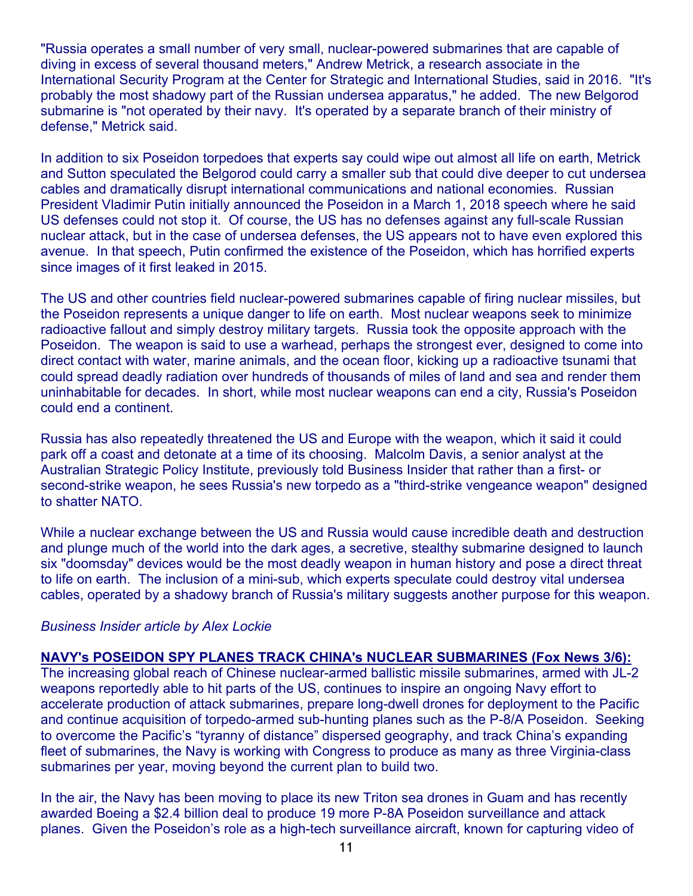"Russia operates a small number of very small, nuclear-powered submarines that are capable of diving in excess of several thousand meters," Andrew Metrick, a research associate in the International Security Program at the Center for Strategic and International Studies, said in 2016. "It's probably the most shadowy part of the Russian undersea apparatus," he added. The new Belgorod submarine is "not operated by their navy. It's operated by a separate branch of their ministry of defense," Metrick said.

In addition to six Poseidon torpedoes that experts say could wipe out almost all life on earth, Metrick and Sutton speculated the Belgorod could carry a smaller sub that could dive deeper to cut undersea cables and dramatically disrupt international communications and national economies. Russian President Vladimir Putin initially announced the Poseidon in a March 1, 2018 speech where he said US defenses could not stop it. Of course, the US has no defenses against any full-scale Russian nuclear attack, but in the case of undersea defenses, the US appears not to have even explored this avenue. In that speech, Putin confirmed the existence of the Poseidon, which has horrified experts since images of it first leaked in 2015.

The US and other countries field nuclear-powered submarines capable of firing nuclear missiles, but the Poseidon represents a unique danger to life on earth. Most nuclear weapons seek to minimize radioactive fallout and simply destroy military targets. Russia took the opposite approach with the Poseidon. The weapon is said to use a warhead, perhaps the strongest ever, designed to come into direct contact with water, marine animals, and the ocean floor, kicking up a radioactive tsunami that could spread deadly radiation over hundreds of thousands of miles of land and sea and render them uninhabitable for decades. In short, while most nuclear weapons can end a city, Russia's Poseidon could end a continent.

Russia has also repeatedly threatened the US and Europe with the weapon, which it said it could park off a coast and detonate at a time of its choosing. Malcolm Davis, a senior analyst at the Australian Strategic Policy Institute, previously told Business Insider that rather than a first- or second-strike weapon, he sees Russia's new torpedo as a "third-strike vengeance weapon" designed to shatter NATO.

While a nuclear exchange between the US and Russia would cause incredible death and destruction and plunge much of the world into the dark ages, a secretive, stealthy submarine designed to launch six "doomsday" devices would be the most deadly weapon in human history and pose a direct threat to life on earth. The inclusion of a mini-sub, which experts speculate could destroy vital undersea cables, operated by a shadowy branch of Russia's military suggests another purpose for this weapon.

*Business Insider article by Alex Lockie*

**NAVY's POSEIDON SPY PLANES TRACK CHINA's NUCLEAR SUBMARINES (Fox News 3/6):**
The increasing global reach of Chinese nuclear-armed ballistic missile submarines, armed with JL-2 weapons reportedly able to hit parts of the US, continues to inspire an ongoing Navy effort to accelerate production of attack submarines, prepare long-dwell drones for deployment to the Pacific and continue acquisition of torpedo-armed sub-hunting planes such as the P-8/A Poseidon. Seeking to overcome the Pacific's "tyranny of distance" dispersed geography, and track China's expanding fleet of submarines, the Navy is working with Congress to produce as many as three Virginia-class submarines per year, moving beyond the current plan to build two.

In the air, the Navy has been moving to place its new Triton sea drones in Guam and has recently awarded Boeing a $2.4 billion deal to produce 19 more P-8A Poseidon surveillance and attack planes. Given the Poseidon's role as a high-tech surveillance aircraft, known for capturing video of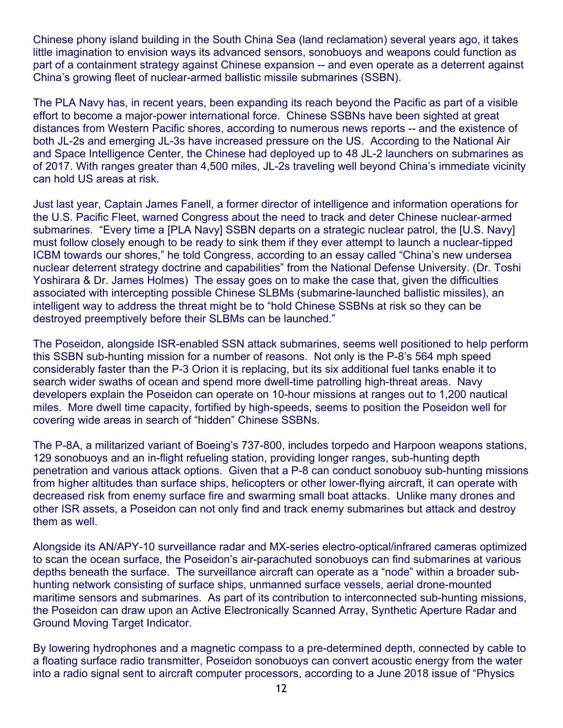Chinese phony island building in the South China Sea (land reclamation) several years ago, it takes little imagination to envision ways its advanced sensors, sonobuoys and weapons could function as part of a containment strategy against Chinese expansion -- and even operate as a deterrent against China's growing fleet of nuclear-armed ballistic missile submarines (SSBN).

The PLA Navy has, in recent years, been expanding its reach beyond the Pacific as part of a visible effort to become a major-power international force. Chinese SSBNs have been sighted at great distances from Western Pacific shores, according to numerous news reports -- and the existence of both JL-2s and emerging JL-3s have increased pressure on the US. According to the National Air and Space Intelligence Center, the Chinese had deployed up to 48 JL-2 launchers on submarines as of 2017. With ranges greater than 4,500 miles, JL-2s traveling well beyond China's immediate vicinity can hold US areas at risk.

Just last year, Captain James Fanell, a former director of intelligence and information operations for the U.S. Pacific Fleet, warned Congress about the need to track and deter Chinese nuclear-armed submarines. "Every time a [PLA Navy] SSBN departs on a strategic nuclear patrol, the [U.S. Navy] must follow closely enough to be ready to sink them if they ever attempt to launch a nuclear-tipped ICBM towards our shores," he told Congress, according to an essay called "China's new undersea nuclear deterrent strategy doctrine and capabilities" from the National Defense University. (Dr. Toshi Yoshirara & Dr. James Holmes) The essay goes on to make the case that, given the difficulties associated with intercepting possible Chinese SLBMs (submarine-launched ballistic missiles), an intelligent way to address the threat might be to "hold Chinese SSBNs at risk so they can be destroyed preemptively before their SLBMs can be launched."

The Poseidon, alongside ISR-enabled SSN attack submarines, seems well positioned to help perform this SSBN sub-hunting mission for a number of reasons. Not only is the P-8's 564 mph speed considerably faster than the P-3 Orion it is replacing, but its six additional fuel tanks enable it to search wider swaths of ocean and spend more dwell-time patrolling high-threat areas. Navy developers explain the Poseidon can operate on 10-hour missions at ranges out to 1,200 nautical miles. More dwell time capacity, fortified by high-speeds, seems to position the Poseidon well for covering wide areas in search of "hidden" Chinese SSBNs.

The P-8A, a militarized variant of Boeing's 737-800, includes torpedo and Harpoon weapons stations, 129 sonobuoys and an in-flight refueling station, providing longer ranges, sub-hunting depth penetration and various attack options. Given that a P-8 can conduct sonobuoy sub-hunting missions from higher altitudes than surface ships, helicopters or other lower-flying aircraft, it can operate with decreased risk from enemy surface fire and swarming small boat attacks. Unlike many drones and other ISR assets, a Poseidon can not only find and track enemy submarines but attack and destroy them as well.

Alongside its AN/APY-10 surveillance radar and MX-series electro-optical/infrared cameras optimized to scan the ocean surface, the Poseidon's air-parachuted sonobuoys can find submarines at various depths beneath the surface. The surveillance aircraft can operate as a "node" within a broader sub-hunting network consisting of surface ships, unmanned surface vessels, aerial drone-mounted maritime sensors and submarines. As part of its contribution to interconnected sub-hunting missions, the Poseidon can draw upon an Active Electronically Scanned Array, Synthetic Aperture Radar and Ground Moving Target Indicator.

By lowering hydrophones and a magnetic compass to a pre-determined depth, connected by cable to a floating surface radio transmitter, Poseidon sonobuoys can convert acoustic energy from the water into a radio signal sent to aircraft computer processors, according to a June 2018 issue of "Physics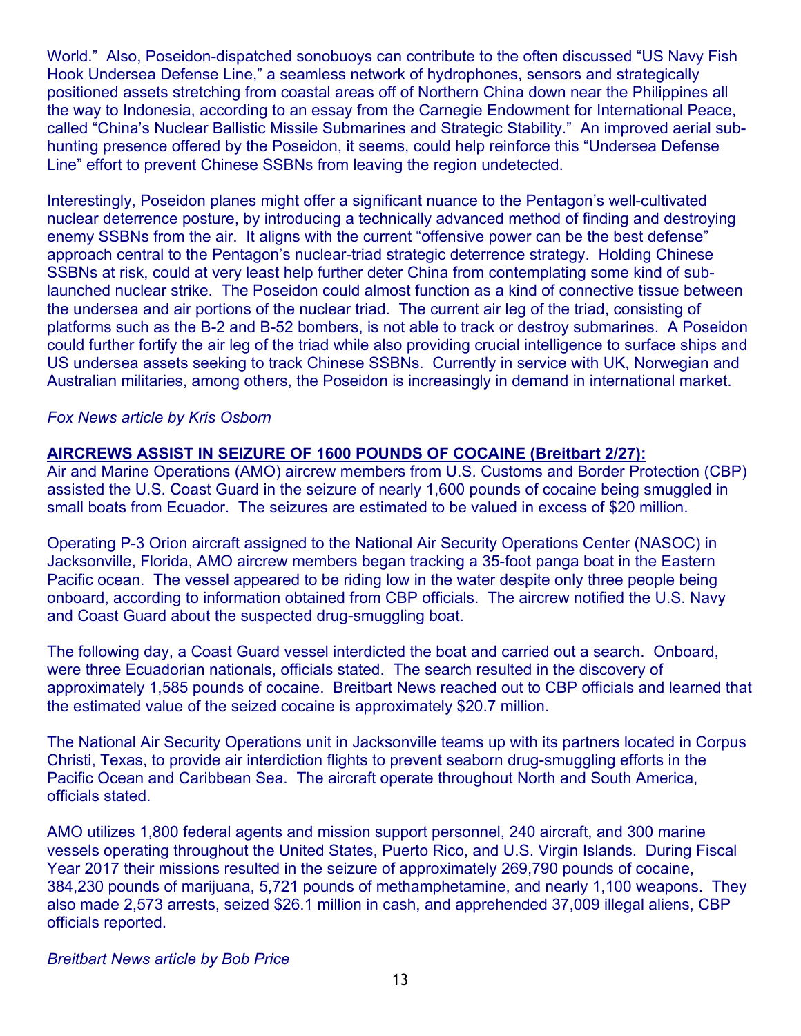World." Also, Poseidon-dispatched sonobuoys can contribute to the often discussed "US Navy Fish Hook Undersea Defense Line," a seamless network of hydrophones, sensors and strategically positioned assets stretching from coastal areas off of Northern China down near the Philippines all the way to Indonesia, according to an essay from the Carnegie Endowment for International Peace, called "China's Nuclear Ballistic Missile Submarines and Strategic Stability." An improved aerial sub-hunting presence offered by the Poseidon, it seems, could help reinforce this "Undersea Defense Line" effort to prevent Chinese SSBNs from leaving the region undetected.

Interestingly, Poseidon planes might offer a significant nuance to the Pentagon's well-cultivated nuclear deterrence posture, by introducing a technically advanced method of finding and destroying enemy SSBNs from the air. It aligns with the current "offensive power can be the best defense" approach central to the Pentagon's nuclear-triad strategic deterrence strategy. Holding Chinese SSBNs at risk, could at very least help further deter China from contemplating some kind of sub-launched nuclear strike. The Poseidon could almost function as a kind of connective tissue between the undersea and air portions of the nuclear triad. The current air leg of the triad, consisting of platforms such as the B-2 and B-52 bombers, is not able to track or destroy submarines. A Poseidon could further fortify the air leg of the triad while also providing crucial intelligence to surface ships and US undersea assets seeking to track Chinese SSBNs. Currently in service with UK, Norwegian and Australian militaries, among others, the Poseidon is increasingly in demand in international market.

*Fox News article by Kris Osborn*

**AIRCREWS ASSIST IN SEIZURE OF 1600 POUNDS OF COCAINE (Breitbart 2/27):**

Air and Marine Operations (AMO) aircrew members from U.S. Customs and Border Protection (CBP) assisted the U.S. Coast Guard in the seizure of nearly 1,600 pounds of cocaine being smuggled in small boats from Ecuador. The seizures are estimated to be valued in excess of $20 million.

Operating P-3 Orion aircraft assigned to the National Air Security Operations Center (NASOC) in Jacksonville, Florida, AMO aircrew members began tracking a 35-foot panga boat in the Eastern Pacific ocean. The vessel appeared to be riding low in the water despite only three people being onboard, according to information obtained from CBP officials. The aircrew notified the U.S. Navy and Coast Guard about the suspected drug-smuggling boat.

The following day, a Coast Guard vessel interdicted the boat and carried out a search. Onboard, were three Ecuadorian nationals, officials stated. The search resulted in the discovery of approximately 1,585 pounds of cocaine. Breitbart News reached out to CBP officials and learned that the estimated value of the seized cocaine is approximately $20.7 million.

The National Air Security Operations unit in Jacksonville teams up with its partners located in Corpus Christi, Texas, to provide air interdiction flights to prevent seaborn drug-smuggling efforts in the Pacific Ocean and Caribbean Sea. The aircraft operate throughout North and South America, officials stated.

AMO utilizes 1,800 federal agents and mission support personnel, 240 aircraft, and 300 marine vessels operating throughout the United States, Puerto Rico, and U.S. Virgin Islands. During Fiscal Year 2017 their missions resulted in the seizure of approximately 269,790 pounds of cocaine, 384,230 pounds of marijuana, 5,721 pounds of methamphetamine, and nearly 1,100 weapons. They also made 2,573 arrests, seized $26.1 million in cash, and apprehended 37,009 illegal aliens, CBP officials reported.

*Breitbart News article by Bob Price*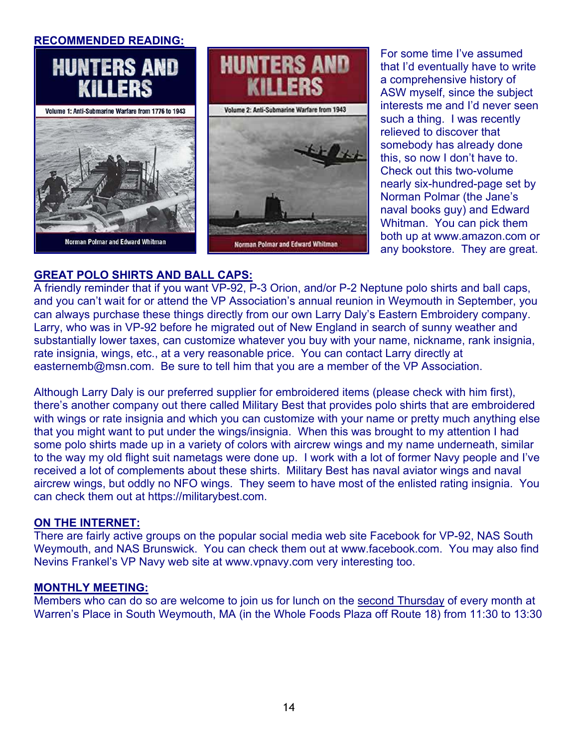## RECOMMENDED READING:

For some time I've assumed that I'd eventually have to write a comprehensive history of ASW myself, since the subject interests me and I'd never seen such a thing. I was recently relieved to discover that somebody has already done this, so now I don't have to. Check out this two-volume nearly six-hundred-page set by Norman Polmar (the Jane's naval books guy) and Edward Whitman. You can pick them both up at www.amazon.com or any bookstore. They are great.

## GREAT POLO SHIRTS AND BALL CAPS:

A friendly reminder that if you want VP-92, P-3 Orion, and/or P-2 Neptune polo shirts and ball caps, and you can't wait for or attend the VP Association's annual reunion in Weymouth in September, you can always purchase these things directly from our own Larry Daly's Eastern Embroidery company. Larry, who was in VP-92 before he migrated out of New England in search of sunny weather and substantially lower taxes, can customize whatever you buy with your name, nickname, rank insignia, rate insignia, wings, etc., at a very reasonable price. You can contact Larry directly at easternemb@msn.com. Be sure to tell him that you are a member of the VP Association.

Although Larry Daly is our preferred supplier for embroidered items (please check with him first), there's another company out there called Military Best that provides polo shirts that are embroidered with wings or rate insignia and which you can customize with your name or pretty much anything else that you might want to put under the wings/insignia. When this was brought to my attention I had some polo shirts made up in a variety of colors with aircrew wings and my name underneath, similar to the way my old flight suit nametags were done up. I work with a lot of former Navy people and I've received a lot of complements about these shirts. Military Best has naval aviator wings and naval aircrew wings, but oddly no NFO wings. They seem to have most of the enlisted rating insignia. You can check them out at https://militarybest.com.

## ON THE INTERNET:

There are fairly active groups on the popular social media web site Facebook for VP-92, NAS South Weymouth, and NAS Brunswick. You can check them out at www.facebook.com. You may also find Nevins Frankel's VP Navy web site at www.vpnavy.com very interesting too.

## MONTHLY MEETING:

Members who can do so are welcome to join us for lunch on the second Thursday of every month at Warren's Place in South Weymouth, MA (in the Whole Foods Plaza off Route 18) from 11:30 to 13:30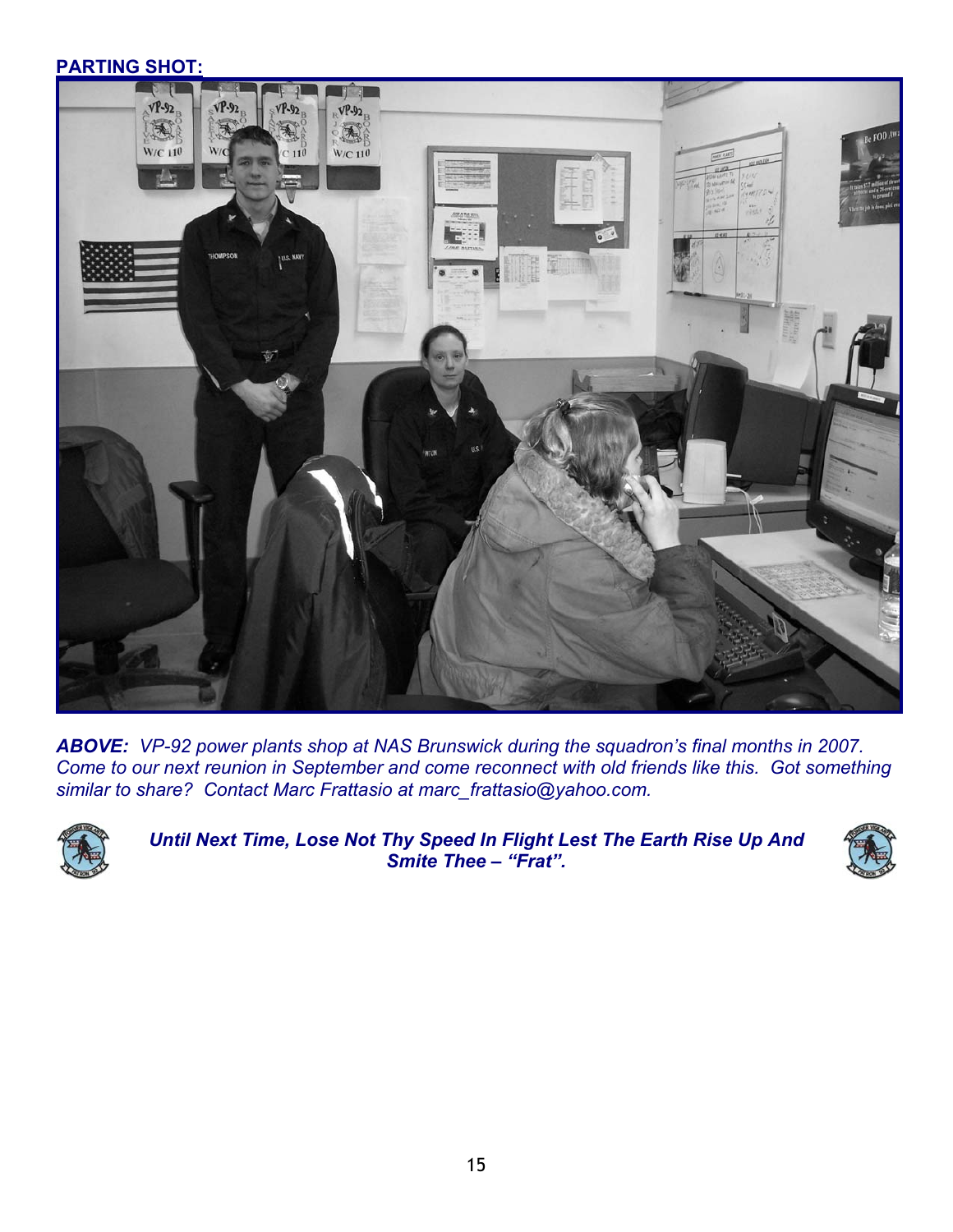**PARTING SHOT:**

***ABOVE:*** *VP-92 power plants shop at NAS Brunswick during the squadron's final months in 2007. Come to our next reunion in September and come reconnect with old friends like this. Got something similar to share? Contact Marc Frattasio at marc_frattasio@yahoo.com.*

***Until Next Time, Lose Not Thy Speed In Flight Lest The Earth Rise Up And Smite Thee – "Frat".***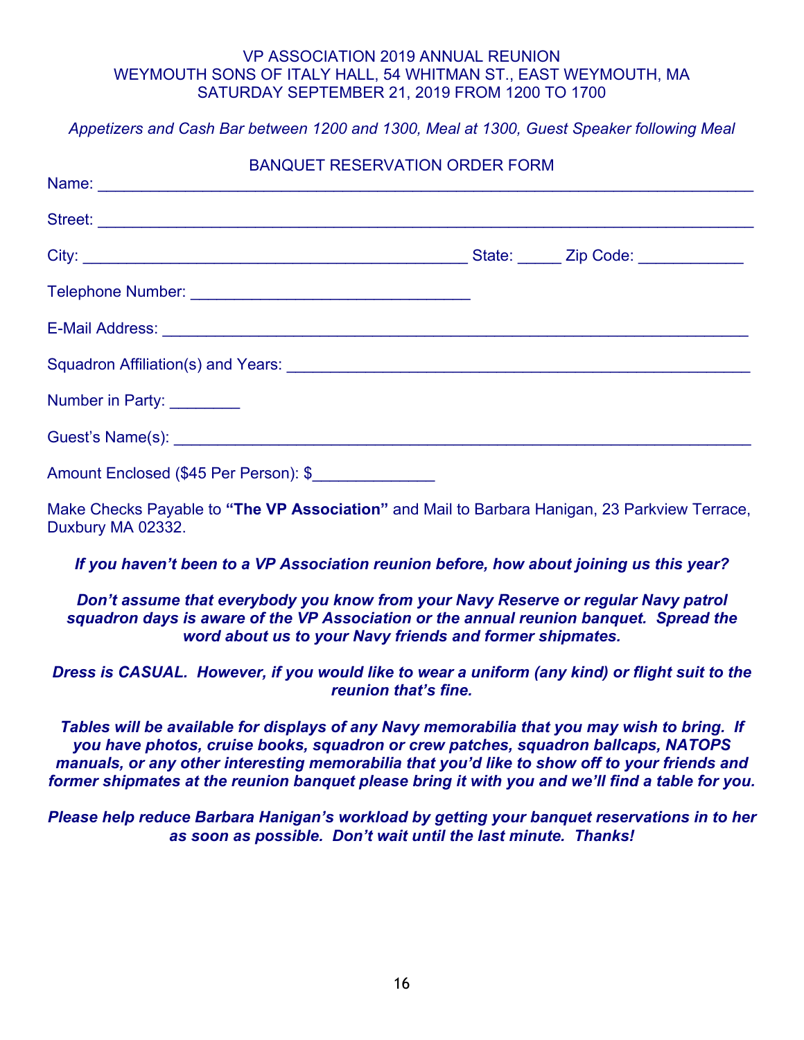VP ASSOCIATION 2019 ANNUAL REUNION
WEYMOUTH SONS OF ITALY HALL, 54 WHITMAN ST., EAST WEYMOUTH, MA
SATURDAY SEPTEMBER 21, 2019 FROM 1200 TO 1700

*Appetizers and Cash Bar between 1200 and 1300, Meal at 1300, Guest Speaker following Meal*

BANQUET RESERVATION ORDER FORM

Name: ______________________________________________________________________

Street: ______________________________________________________________________

City: ________________________________________ State: _____ Zip Code: ____________

Telephone Number: ________________________________

E-Mail Address: _____________________________________________________________

Squadron Affiliation(s) and Years: ___________________________________________

Number in Party: ________

Guest's Name(s): ____________________________________________________________

Amount Enclosed ($45 Per Person): $_____________

Make Checks Payable to **"The VP Association"** and Mail to Barbara Hanigan, 23 Parkview Terrace, Duxbury MA 02332.

***If you haven't been to a VP Association reunion before, how about joining us this year?***

***Don't assume that everybody you know from your Navy Reserve or regular Navy patrol squadron days is aware of the VP Association or the annual reunion banquet. Spread the word about us to your Navy friends and former shipmates.***

***Dress is CASUAL. However, if you would like to wear a uniform (any kind) or flight suit to the reunion that's fine.***

***Tables will be available for displays of any Navy memorabilia that you may wish to bring. If you have photos, cruise books, squadron or crew patches, squadron ballcaps, NATOPS manuals, or any other interesting memorabilia that you'd like to show off to your friends and former shipmates at the reunion banquet please bring it with you and we'll find a table for you.***

***Please help reduce Barbara Hanigan's workload by getting your banquet reservations in to her as soon as possible. Don't wait until the last minute. Thanks!***